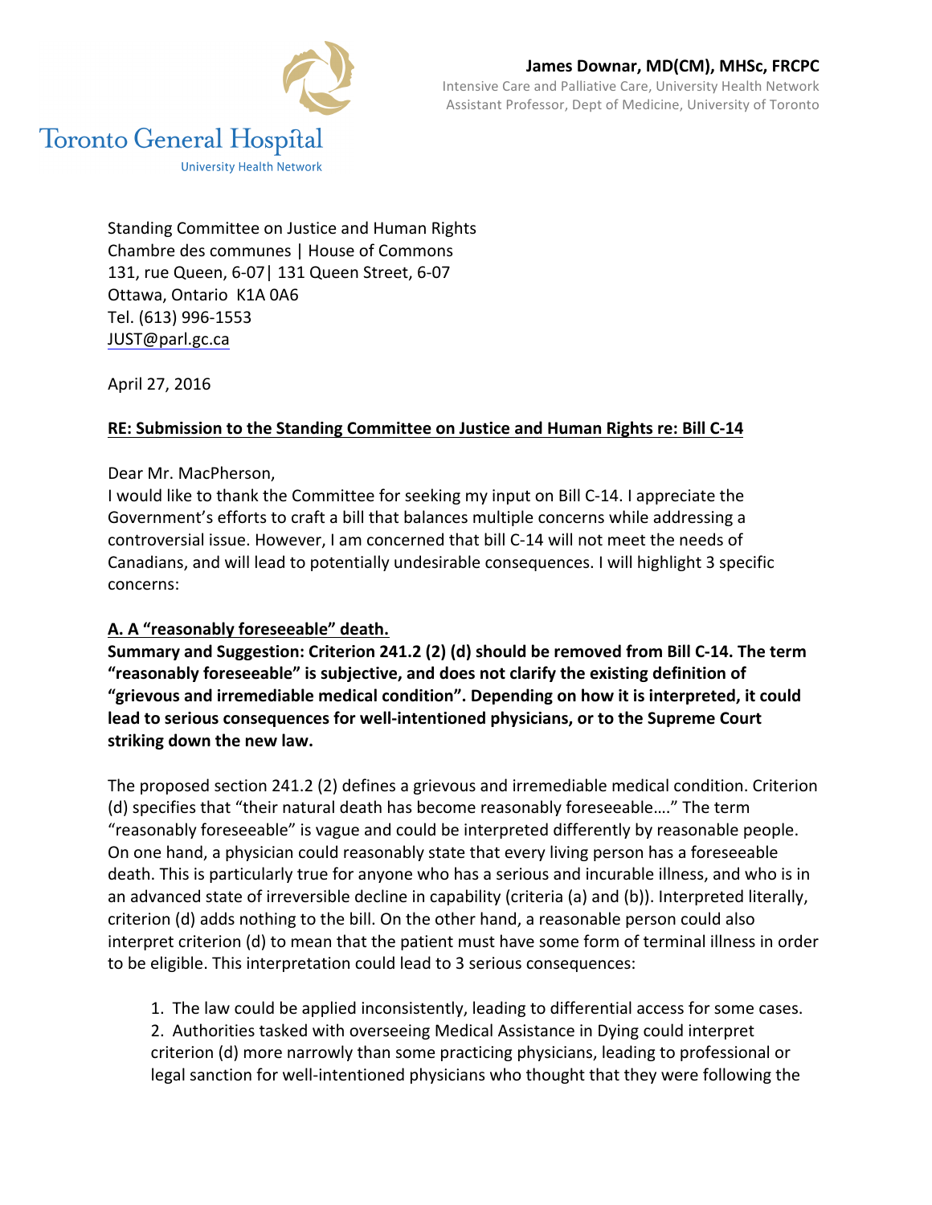Toronto General Hospital
University Health Network

**James Downar, MD(CM), MHSc, FRCPC**
Intensive Care and Palliative Care, University Health Network
Assistant Professor, Dept of Medicine, University of Toronto

Standing Committee on Justice and Human Rights
Chambre des communes | House of Commons
131, rue Queen, 6-07| 131 Queen Street, 6-07
Ottawa, Ontario K1A 0A6
Tel. (613) 996-1553
JUST@parl.gc.ca

April 27, 2016

**RE: Submission to the Standing Committee on Justice and Human Rights re: Bill C-14**

Dear Mr. MacPherson,
I would like to thank the Committee for seeking my input on Bill C-14. I appreciate the Government's efforts to craft a bill that balances multiple concerns while addressing a controversial issue. However, I am concerned that bill C-14 will not meet the needs of Canadians, and will lead to potentially undesirable consequences. I will highlight 3 specific concerns:

## A. A "reasonably foreseeable" death.

**Summary and Suggestion: Criterion 241.2 (2) (d) should be removed from Bill C-14. The term "reasonably foreseeable" is subjective, and does not clarify the existing definition of "grievous and irremediable medical condition". Depending on how it is interpreted, it could lead to serious consequences for well-intentioned physicians, or to the Supreme Court striking down the new law.**

The proposed section 241.2 (2) defines a grievous and irremediable medical condition. Criterion (d) specifies that "their natural death has become reasonably foreseeable…." The term "reasonably foreseeable" is vague and could be interpreted differently by reasonable people. On one hand, a physician could reasonably state that every living person has a foreseeable death. This is particularly true for anyone who has a serious and incurable illness, and who is in an advanced state of irreversible decline in capability (criteria (a) and (b)). Interpreted literally, criterion (d) adds nothing to the bill. On the other hand, a reasonable person could also interpret criterion (d) to mean that the patient must have some form of terminal illness in order to be eligible. This interpretation could lead to 3 serious consequences:

1. The law could be applied inconsistently, leading to differential access for some cases.
2. Authorities tasked with overseeing Medical Assistance in Dying could interpret criterion (d) more narrowly than some practicing physicians, leading to professional or legal sanction for well-intentioned physicians who thought that they were following the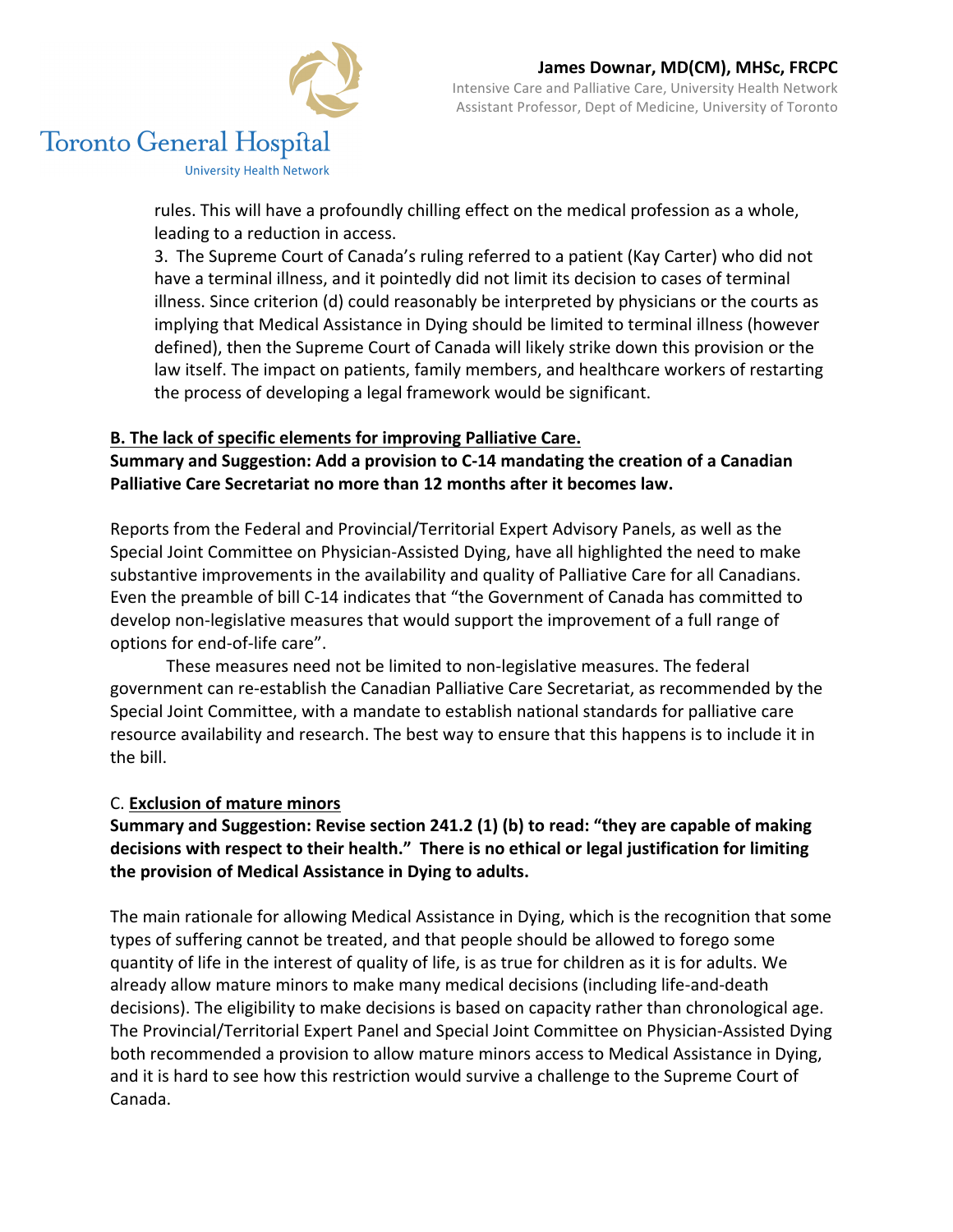rules. This will have a profoundly chilling effect on the medical profession as a whole, leading to a reduction in access.

3. The Supreme Court of Canada's ruling referred to a patient (Kay Carter) who did not have a terminal illness, and it pointedly did not limit its decision to cases of terminal illness. Since criterion (d) could reasonably be interpreted by physicians or the courts as implying that Medical Assistance in Dying should be limited to terminal illness (however defined), then the Supreme Court of Canada will likely strike down this provision or the law itself. The impact on patients, family members, and healthcare workers of restarting the process of developing a legal framework would be significant.

**B. The lack of specific elements for improving Palliative Care.**

**Summary and Suggestion: Add a provision to C-14 mandating the creation of a Canadian Palliative Care Secretariat no more than 12 months after it becomes law.**

Reports from the Federal and Provincial/Territorial Expert Advisory Panels, as well as the Special Joint Committee on Physician-Assisted Dying, have all highlighted the need to make substantive improvements in the availability and quality of Palliative Care for all Canadians. Even the preamble of bill C-14 indicates that "the Government of Canada has committed to develop non-legislative measures that would support the improvement of a full range of options for end-of-life care".

These measures need not be limited to non-legislative measures. The federal government can re-establish the Canadian Palliative Care Secretariat, as recommended by the Special Joint Committee, with a mandate to establish national standards for palliative care resource availability and research. The best way to ensure that this happens is to include it in the bill.

C. **Exclusion of mature minors**

**Summary and Suggestion: Revise section 241.2 (1) (b) to read: "they are capable of making decisions with respect to their health." There is no ethical or legal justification for limiting the provision of Medical Assistance in Dying to adults.**

The main rationale for allowing Medical Assistance in Dying, which is the recognition that some types of suffering cannot be treated, and that people should be allowed to forego some quantity of life in the interest of quality of life, is as true for children as it is for adults. We already allow mature minors to make many medical decisions (including life-and-death decisions). The eligibility to make decisions is based on capacity rather than chronological age. The Provincial/Territorial Expert Panel and Special Joint Committee on Physician-Assisted Dying both recommended a provision to allow mature minors access to Medical Assistance in Dying, and it is hard to see how this restriction would survive a challenge to the Supreme Court of Canada.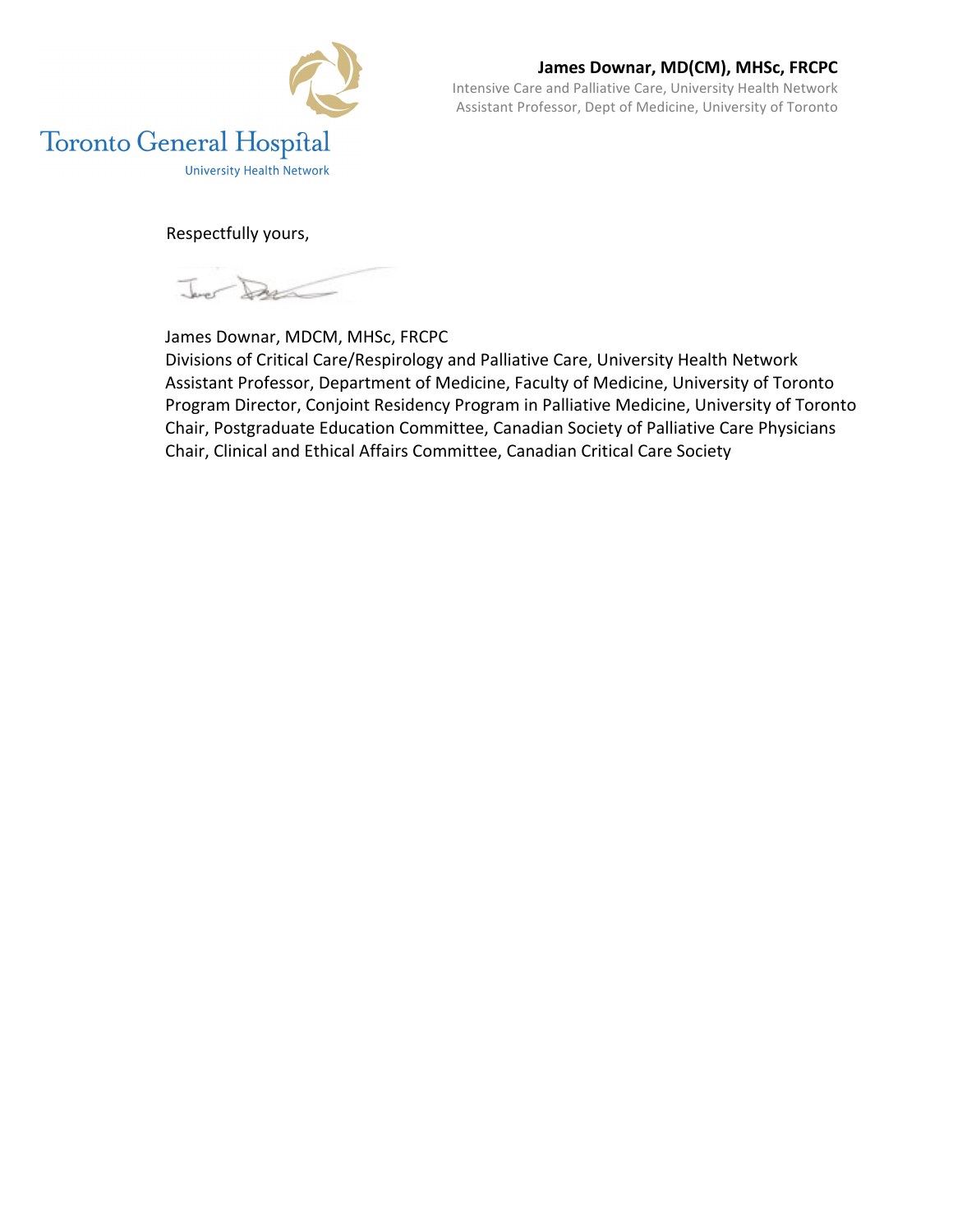Toronto General Hospital
University Health Network

**James Downar, MD(CM), MHSc, FRCPC**
Intensive Care and Palliative Care, University Health Network
Assistant Professor, Dept of Medicine, University of Toronto

Respectfully yours,

James Downar, MDCM, MHSc, FRCPC
Divisions of Critical Care/Respirology and Palliative Care, University Health Network
Assistant Professor, Department of Medicine, Faculty of Medicine, University of Toronto
Program Director, Conjoint Residency Program in Palliative Medicine, University of Toronto
Chair, Postgraduate Education Committee, Canadian Society of Palliative Care Physicians
Chair, Clinical and Ethical Affairs Committee, Canadian Critical Care Society